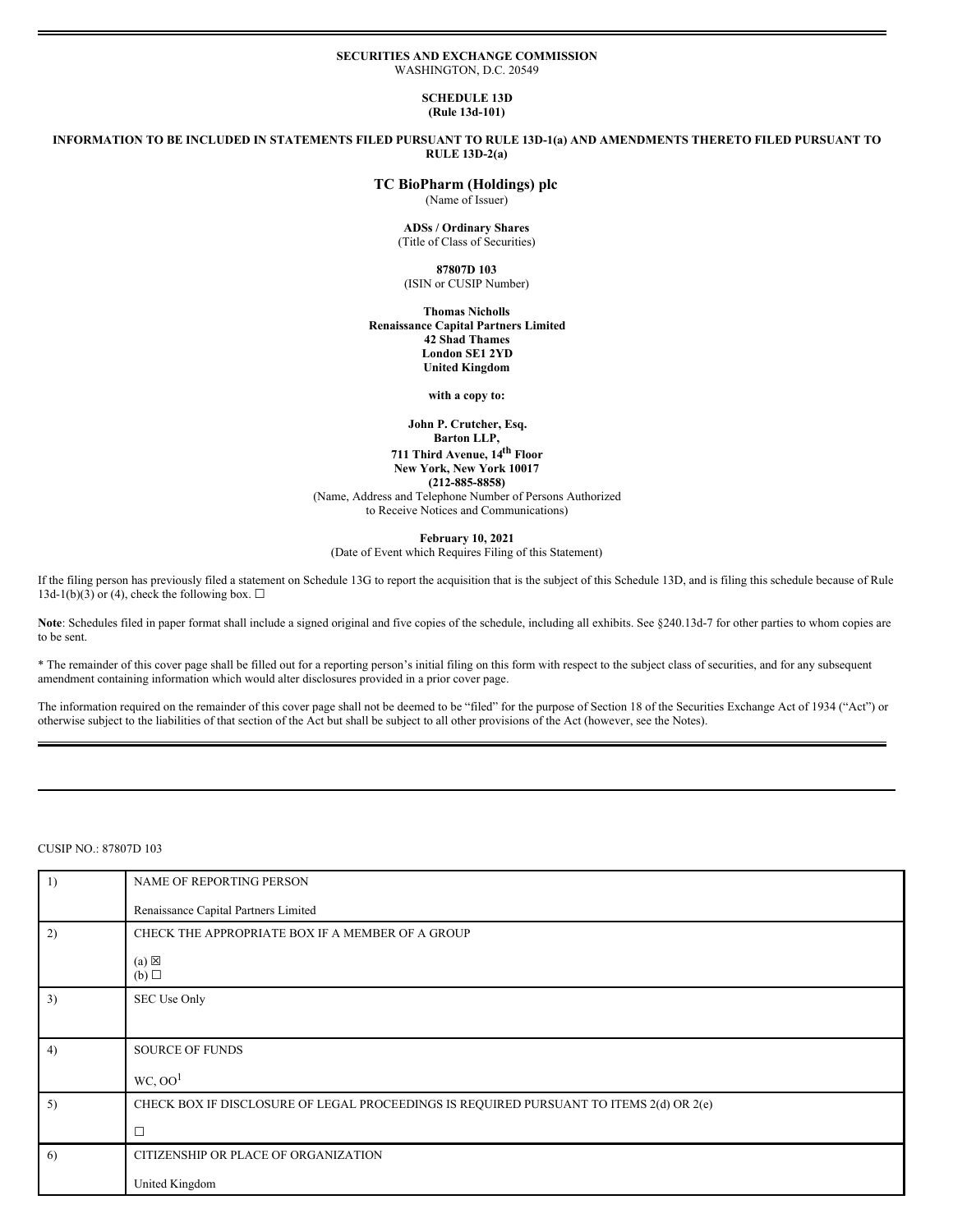**SECURITIES AND EXCHANGE COMMISSION**
WASHINGTON, D.C. 20549

**SCHEDULE 13D**
**(Rule 13d-101)**

**INFORMATION TO BE INCLUDED IN STATEMENTS FILED PURSUANT TO RULE 13D-1(a) AND AMENDMENTS THERETO FILED PURSUANT TO RULE 13D-2(a)**

**TC BioPharm (Holdings) plc**
(Name of Issuer)

**ADSs / Ordinary Shares**
(Title of Class of Securities)

**87807D 103**
(ISIN or CUSIP Number)

**Thomas Nicholls**
**Renaissance Capital Partners Limited**
**42 Shad Thames**
**London SE1 2YD**
**United Kingdom**

**with a copy to:**

**John P. Crutcher, Esq.**
**Barton LLP,**
**711 Third Avenue, 14th Floor**
**New York, New York 10017**
**(212-885-8858)**
(Name, Address and Telephone Number of Persons Authorized to Receive Notices and Communications)

**February 10, 2021**
(Date of Event which Requires Filing of this Statement)

If the filing person has previously filed a statement on Schedule 13G to report the acquisition that is the subject of this Schedule 13D, and is filing this schedule because of Rule 13d-1(b)(3) or (4), check the following box. ☐

**Note**: Schedules filed in paper format shall include a signed original and five copies of the schedule, including all exhibits. See §240.13d-7 for other parties to whom copies are to be sent.

\* The remainder of this cover page shall be filled out for a reporting person's initial filing on this form with respect to the subject class of securities, and for any subsequent amendment containing information which would alter disclosures provided in a prior cover page.

The information required on the remainder of this cover page shall not be deemed to be "filed" for the purpose of Section 18 of the Securities Exchange Act of 1934 ("Act") or otherwise subject to the liabilities of that section of the Act but shall be subject to all other provisions of the Act (however, see the Notes).

CUSIP NO.: 87807D 103

| | |
|---|---|
| 1) | NAME OF REPORTING PERSON<br><br>Renaissance Capital Partners Limited |
| 2) | CHECK THE APPROPRIATE BOX IF A MEMBER OF A GROUP<br><br>(a) ☒<br>(b) ☐ |
| 3) | SEC Use Only |
| 4) | SOURCE OF FUNDS<br><br>WC, OO[1] |
| 5) | CHECK BOX IF DISCLOSURE OF LEGAL PROCEEDINGS IS REQUIRED PURSUANT TO ITEMS 2(d) OR 2(e)<br><br>☐ |
| 6) | CITIZENSHIP OR PLACE OF ORGANIZATION<br><br>United Kingdom |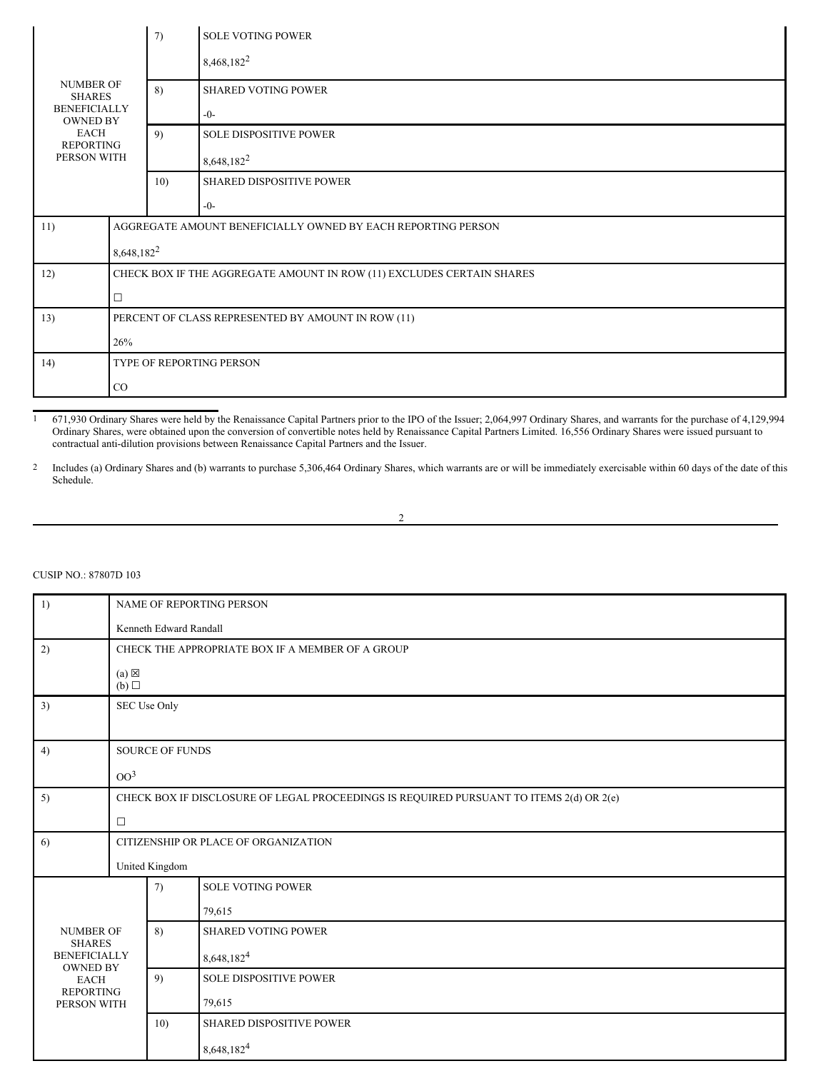| NUMBER OF SHARES BENEFICIALLY OWNED BY EACH REPORTING PERSON WITH | 7) | SOLE VOTING POWER<br><br>8,468,182[2] |
|---|---|---|
| | 8) | SHARED VOTING POWER<br><br>-0- |
| | 9) | SOLE DISPOSITIVE POWER<br><br>8,648,182[2] |
| | 10) | SHARED DISPOSITIVE POWER<br><br>-0- |

| | |
|---|---|
| 11) | AGGREGATE AMOUNT BENEFICIALLY OWNED BY EACH REPORTING PERSON<br><br>8,648,182[2] |
| 12) | CHECK BOX IF THE AGGREGATE AMOUNT IN ROW (11) EXCLUDES CERTAIN SHARES<br><br>☐ |
| 13) | PERCENT OF CLASS REPRESENTED BY AMOUNT IN ROW (11)<br><br>26% |
| 14) | TYPE OF REPORTING PERSON<br><br>CO |

[1] 671,930 Ordinary Shares were held by the Renaissance Capital Partners prior to the IPO of the Issuer; 2,064,997 Ordinary Shares, and warrants for the purchase of 4,129,994 Ordinary Shares, were obtained upon the conversion of convertible notes held by Renaissance Capital Partners Limited. 16,556 Ordinary Shares were issued pursuant to contractual anti-dilution provisions between Renaissance Capital Partners and the Issuer.

[2] Includes (a) Ordinary Shares and (b) warrants to purchase 5,306,464 Ordinary Shares, which warrants are or will be immediately exercisable within 60 days of the date of this Schedule.

CUSIP NO.: 87807D 103

| | |
|---|---|
| 1) | NAME OF REPORTING PERSON<br><br>Kenneth Edward Randall |
| 2) | CHECK THE APPROPRIATE BOX IF A MEMBER OF A GROUP<br><br>(a) ☒<br>(b) ☐ |
| 3) | SEC Use Only |
| 4) | SOURCE OF FUNDS<br><br>OO[3] |
| 5) | CHECK BOX IF DISCLOSURE OF LEGAL PROCEEDINGS IS REQUIRED PURSUANT TO ITEMS 2(d) OR 2(e)<br><br>☐ |
| 6) | CITIZENSHIP OR PLACE OF ORGANIZATION<br><br>United Kingdom |

| NUMBER OF SHARES BENEFICIALLY OWNED BY EACH REPORTING PERSON WITH | 7) | SOLE VOTING POWER<br><br>79,615 |
|---|---|---|
| | 8) | SHARED VOTING POWER<br><br>8,648,182[4] |
| | 9) | SOLE DISPOSITIVE POWER<br><br>79,615 |
| | 10) | SHARED DISPOSITIVE POWER<br><br>8,648,182[4] |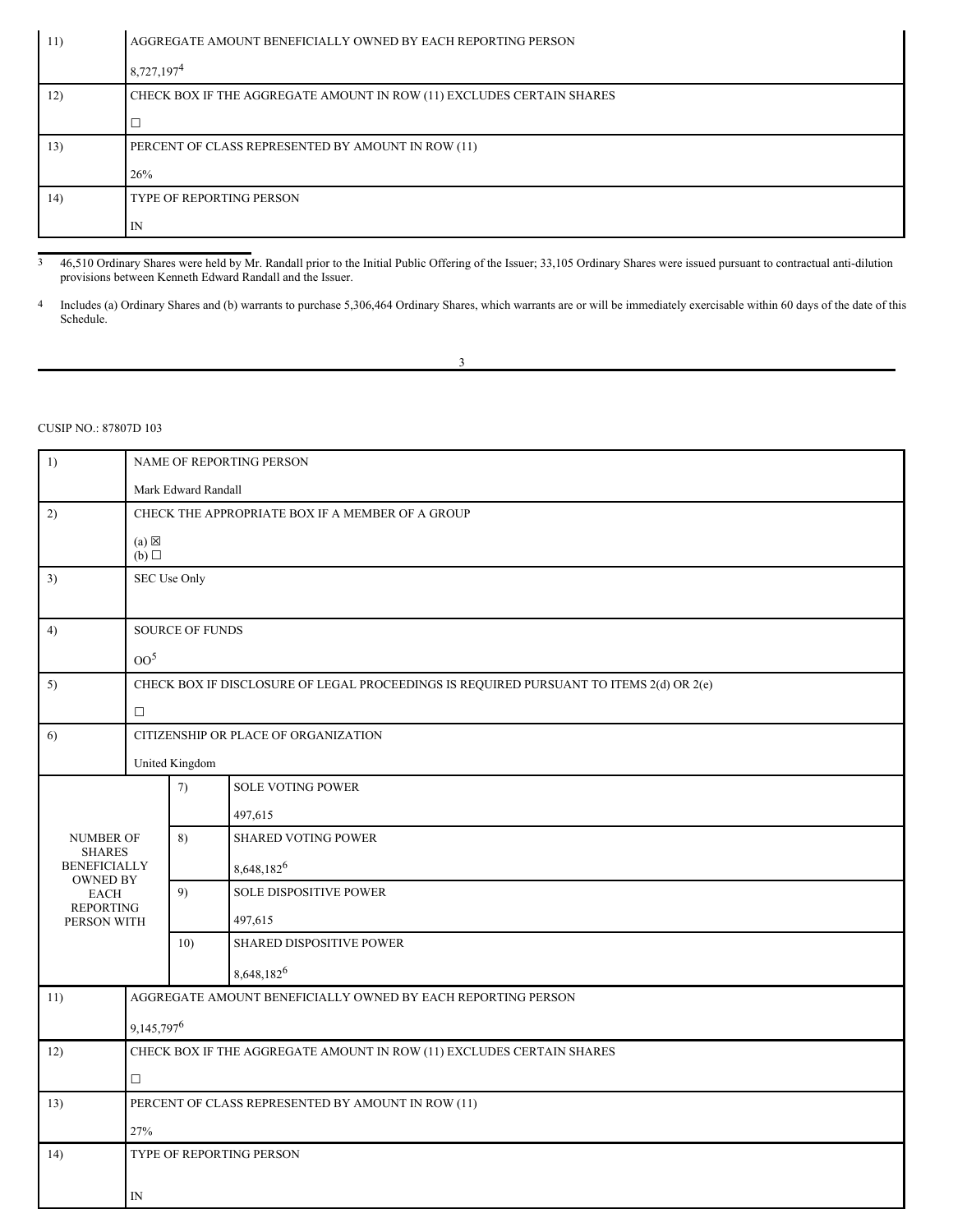| 11) | AGGREGATE AMOUNT BENEFICIALLY OWNED BY EACH REPORTING PERSON<br><br>8,727,197[4] |
|---|---|
| 12) | CHECK BOX IF THE AGGREGATE AMOUNT IN ROW (11) EXCLUDES CERTAIN SHARES<br><br>☐ |
| 13) | PERCENT OF CLASS REPRESENTED BY AMOUNT IN ROW (11)<br><br>26% |
| 14) | TYPE OF REPORTING PERSON<br><br>IN |

[3] 46,510 Ordinary Shares were held by Mr. Randall prior to the Initial Public Offering of the Issuer; 33,105 Ordinary Shares were issued pursuant to contractual anti-dilution provisions between Kenneth Edward Randall and the Issuer.

[4] Includes (a) Ordinary Shares and (b) warrants to purchase 5,306,464 Ordinary Shares, which warrants are or will be immediately exercisable within 60 days of the date of this Schedule.

CUSIP NO.: 87807D 103

| 1) | NAME OF REPORTING PERSON<br><br>Mark Edward Randall | | |
|---|---|---|---|
| 2) | CHECK THE APPROPRIATE BOX IF A MEMBER OF A GROUP<br><br>(a) ☒<br>(b) ☐ | | |
| 3) | SEC Use Only | | |
| 4) | SOURCE OF FUNDS<br><br>OO[5] | | |
| 5) | CHECK BOX IF DISCLOSURE OF LEGAL PROCEEDINGS IS REQUIRED PURSUANT TO ITEMS 2(d) OR 2(e)<br><br>☐ | | |
| 6) | CITIZENSHIP OR PLACE OF ORGANIZATION<br><br>United Kingdom | | |
| NUMBER OF SHARES BENEFICIALLY OWNED BY EACH REPORTING PERSON WITH | | 7) | SOLE VOTING POWER<br><br>497,615 |
| | | 8) | SHARED VOTING POWER<br><br>8,648,182[6] |
| | | 9) | SOLE DISPOSITIVE POWER<br><br>497,615 |
| | | 10) | SHARED DISPOSITIVE POWER<br><br>8,648,182[6] |
| 11) | AGGREGATE AMOUNT BENEFICIALLY OWNED BY EACH REPORTING PERSON<br><br>9,145,797[6] | | |
| 12) | CHECK BOX IF THE AGGREGATE AMOUNT IN ROW (11) EXCLUDES CERTAIN SHARES<br><br>☐ | | |
| 13) | PERCENT OF CLASS REPRESENTED BY AMOUNT IN ROW (11)<br><br>27% | | |
| 14) | TYPE OF REPORTING PERSON<br><br>IN | | |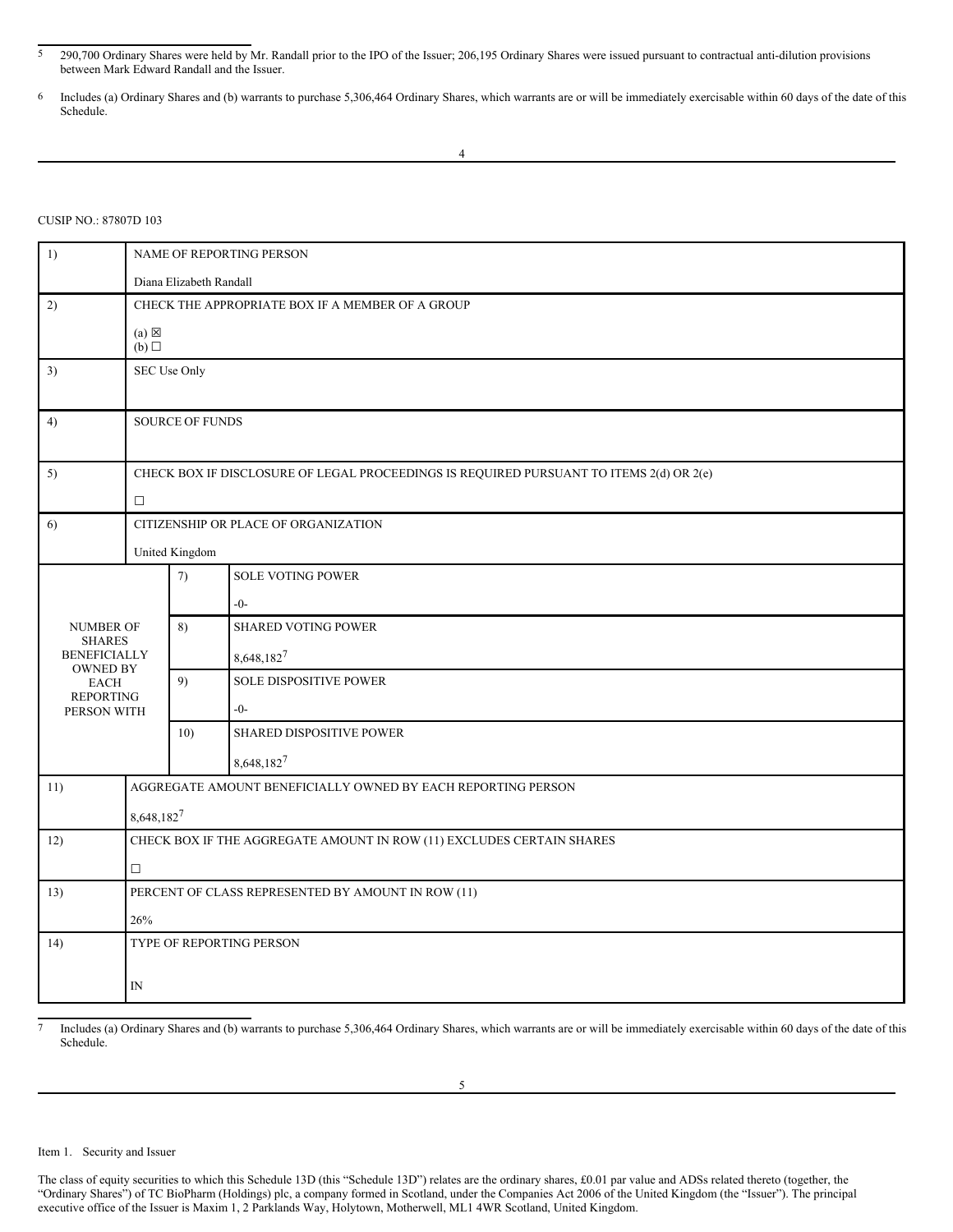5 290,700 Ordinary Shares were held by Mr. Randall prior to the IPO of the Issuer; 206,195 Ordinary Shares were issued pursuant to contractual anti-dilution provisions between Mark Edward Randall and the Issuer.

6 Includes (a) Ordinary Shares and (b) warrants to purchase 5,306,464 Ordinary Shares, which warrants are or will be immediately exercisable within 60 days of the date of this Schedule.

CUSIP NO.: 87807D 103

| | | | |
|---|---|---|---|
| 1) | NAME OF REPORTING PERSON<br><br>Diana Elizabeth Randall | | |
| 2) | CHECK THE APPROPRIATE BOX IF A MEMBER OF A GROUP<br><br>(a) ☒<br>(b) ☐ | | |
| 3) | SEC Use Only | | |
| 4) | SOURCE OF FUNDS | | |
| 5) | CHECK BOX IF DISCLOSURE OF LEGAL PROCEEDINGS IS REQUIRED PURSUANT TO ITEMS 2(d) OR 2(e)<br><br>☐ | | |
| 6) | CITIZENSHIP OR PLACE OF ORGANIZATION<br><br>United Kingdom | | |
| NUMBER OF SHARES BENEFICIALLY OWNED BY EACH REPORTING PERSON WITH | | 7) | SOLE VOTING POWER<br><br>-0- |
| | | 8) | SHARED VOTING POWER<br><br>8,648,182[7] |
| | | 9) | SOLE DISPOSITIVE POWER<br><br>-0- |
| | | 10) | SHARED DISPOSITIVE POWER<br><br>8,648,182[7] |
| 11) | AGGREGATE AMOUNT BENEFICIALLY OWNED BY EACH REPORTING PERSON<br><br>8,648,182[7] | | |
| 12) | CHECK BOX IF THE AGGREGATE AMOUNT IN ROW (11) EXCLUDES CERTAIN SHARES<br><br>☐ | | |
| 13) | PERCENT OF CLASS REPRESENTED BY AMOUNT IN ROW (11)<br><br>26% | | |
| 14) | TYPE OF REPORTING PERSON<br><br>IN | | |

7 Includes (a) Ordinary Shares and (b) warrants to purchase 5,306,464 Ordinary Shares, which warrants are or will be immediately exercisable within 60 days of the date of this Schedule.

Item 1. Security and Issuer

The class of equity securities to which this Schedule 13D (this "Schedule 13D") relates are the ordinary shares, £0.01 par value and ADSs related thereto (together, the "Ordinary Shares") of TC BioPharm (Holdings) plc, a company formed in Scotland, under the Companies Act 2006 of the United Kingdom (the "Issuer"). The principal executive office of the Issuer is Maxim 1, 2 Parklands Way, Holytown, Motherwell, ML1 4WR Scotland, United Kingdom.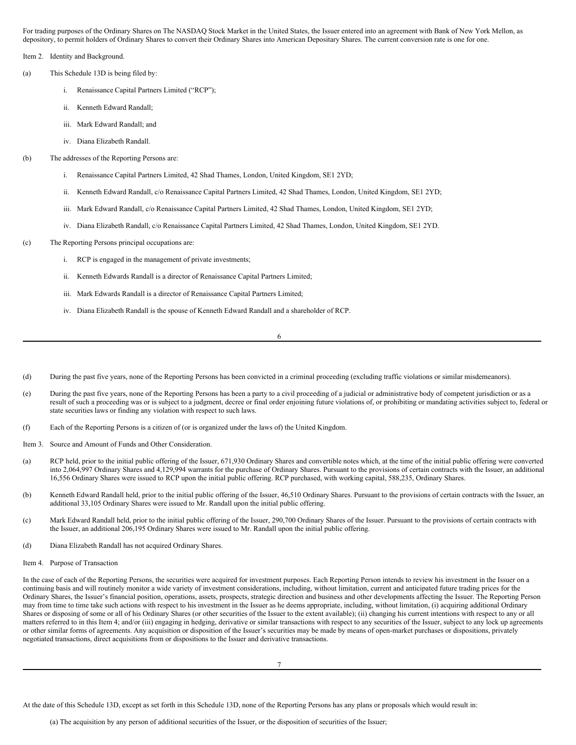For trading purposes of the Ordinary Shares on The NASDAQ Stock Market in the United States, the Issuer entered into an agreement with Bank of New York Mellon, as depository, to permit holders of Ordinary Shares to convert their Ordinary Shares into American Depositary Shares. The current conversion rate is one for one.

Item 2. Identity and Background.

(a) This Schedule 13D is being filed by:

i. Renaissance Capital Partners Limited ("RCP");

ii. Kenneth Edward Randall;

iii. Mark Edward Randall; and

iv. Diana Elizabeth Randall.

(b) The addresses of the Reporting Persons are:

i. Renaissance Capital Partners Limited, 42 Shad Thames, London, United Kingdom, SE1 2YD;

ii. Kenneth Edward Randall, c/o Renaissance Capital Partners Limited, 42 Shad Thames, London, United Kingdom, SE1 2YD;

iii. Mark Edward Randall, c/o Renaissance Capital Partners Limited, 42 Shad Thames, London, United Kingdom, SE1 2YD;

iv. Diana Elizabeth Randall, c/o Renaissance Capital Partners Limited, 42 Shad Thames, London, United Kingdom, SE1 2YD.

(c) The Reporting Persons principal occupations are:

i. RCP is engaged in the management of private investments;

ii. Kenneth Edwards Randall is a director of Renaissance Capital Partners Limited;

iii. Mark Edwards Randall is a director of Renaissance Capital Partners Limited;

iv. Diana Elizabeth Randall is the spouse of Kenneth Edward Randall and a shareholder of RCP.

(d) During the past five years, none of the Reporting Persons has been convicted in a criminal proceeding (excluding traffic violations or similar misdemeanors).

(e) During the past five years, none of the Reporting Persons has been a party to a civil proceeding of a judicial or administrative body of competent jurisdiction or as a result of such a proceeding was or is subject to a judgment, decree or final order enjoining future violations of, or prohibiting or mandating activities subject to, federal or state securities laws or finding any violation with respect to such laws.

(f) Each of the Reporting Persons is a citizen of (or is organized under the laws of) the United Kingdom.

Item 3. Source and Amount of Funds and Other Consideration.

(a) RCP held, prior to the initial public offering of the Issuer, 671,930 Ordinary Shares and convertible notes which, at the time of the initial public offering were converted into 2,064,997 Ordinary Shares and 4,129,994 warrants for the purchase of Ordinary Shares. Pursuant to the provisions of certain contracts with the Issuer, an additional 16,556 Ordinary Shares were issued to RCP upon the initial public offering. RCP purchased, with working capital, 588,235, Ordinary Shares.

(b) Kenneth Edward Randall held, prior to the initial public offering of the Issuer, 46,510 Ordinary Shares. Pursuant to the provisions of certain contracts with the Issuer, an additional 33,105 Ordinary Shares were issued to Mr. Randall upon the initial public offering.

(c) Mark Edward Randall held, prior to the initial public offering of the Issuer, 290,700 Ordinary Shares of the Issuer. Pursuant to the provisions of certain contracts with the Issuer, an additional 206,195 Ordinary Shares were issued to Mr. Randall upon the initial public offering.

(d) Diana Elizabeth Randall has not acquired Ordinary Shares.

Item 4. Purpose of Transaction

In the case of each of the Reporting Persons, the securities were acquired for investment purposes. Each Reporting Person intends to review his investment in the Issuer on a continuing basis and will routinely monitor a wide variety of investment considerations, including, without limitation, current and anticipated future trading prices for the Ordinary Shares, the Issuer's financial position, operations, assets, prospects, strategic direction and business and other developments affecting the Issuer. The Reporting Person may from time to time take such actions with respect to his investment in the Issuer as he deems appropriate, including, without limitation, (i) acquiring additional Ordinary Shares or disposing of some or all of his Ordinary Shares (or other securities of the Issuer to the extent available); (ii) changing his current intentions with respect to any or all matters referred to in this Item 4; and/or (iii) engaging in hedging, derivative or similar transactions with respect to any securities of the Issuer, subject to any lock up agreements or other similar forms of agreements. Any acquisition or disposition of the Issuer's securities may be made by means of open-market purchases or dispositions, privately negotiated transactions, direct acquisitions from or dispositions to the Issuer and derivative transactions.

At the date of this Schedule 13D, except as set forth in this Schedule 13D, none of the Reporting Persons has any plans or proposals which would result in:

(a) The acquisition by any person of additional securities of the Issuer, or the disposition of securities of the Issuer;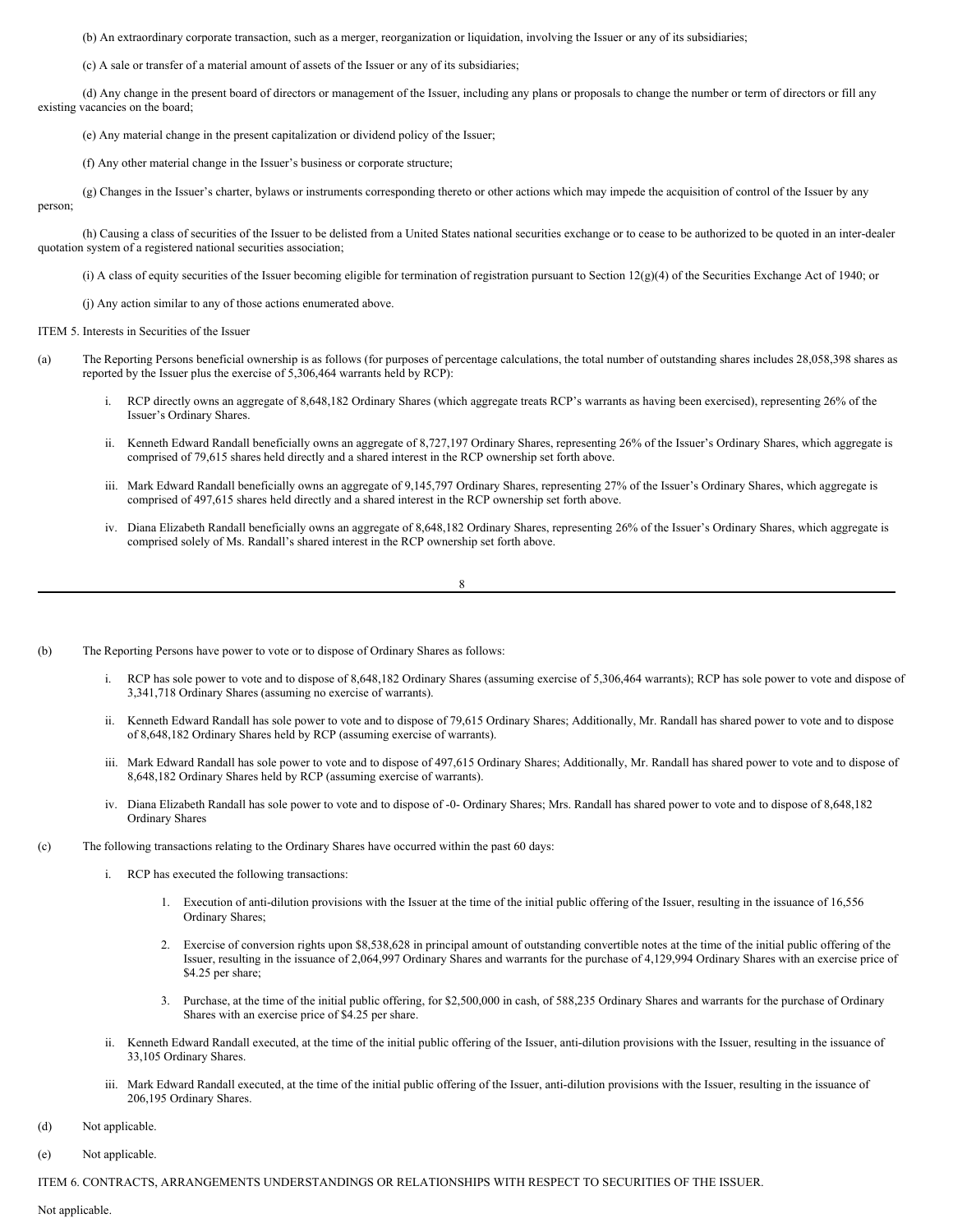(b) An extraordinary corporate transaction, such as a merger, reorganization or liquidation, involving the Issuer or any of its subsidiaries;

(c) A sale or transfer of a material amount of assets of the Issuer or any of its subsidiaries;

(d) Any change in the present board of directors or management of the Issuer, including any plans or proposals to change the number or term of directors or fill any existing vacancies on the board;

(e) Any material change in the present capitalization or dividend policy of the Issuer;

(f) Any other material change in the Issuer's business or corporate structure;

(g) Changes in the Issuer's charter, bylaws or instruments corresponding thereto or other actions which may impede the acquisition of control of the Issuer by any person;

(h) Causing a class of securities of the Issuer to be delisted from a United States national securities exchange or to cease to be authorized to be quoted in an inter-dealer quotation system of a registered national securities association;

(i) A class of equity securities of the Issuer becoming eligible for termination of registration pursuant to Section 12(g)(4) of the Securities Exchange Act of 1940; or

(j) Any action similar to any of those actions enumerated above.

ITEM 5. Interests in Securities of the Issuer

(a) The Reporting Persons beneficial ownership is as follows (for purposes of percentage calculations, the total number of outstanding shares includes 28,058,398 shares as reported by the Issuer plus the exercise of 5,306,464 warrants held by RCP):

i. RCP directly owns an aggregate of 8,648,182 Ordinary Shares (which aggregate treats RCP's warrants as having been exercised), representing 26% of the Issuer's Ordinary Shares.

ii. Kenneth Edward Randall beneficially owns an aggregate of 8,727,197 Ordinary Shares, representing 26% of the Issuer's Ordinary Shares, which aggregate is comprised of 79,615 shares held directly and a shared interest in the RCP ownership set forth above.

iii. Mark Edward Randall beneficially owns an aggregate of 9,145,797 Ordinary Shares, representing 27% of the Issuer's Ordinary Shares, which aggregate is comprised of 497,615 shares held directly and a shared interest in the RCP ownership set forth above.

iv. Diana Elizabeth Randall beneficially owns an aggregate of 8,648,182 Ordinary Shares, representing 26% of the Issuer's Ordinary Shares, which aggregate is comprised solely of Ms. Randall's shared interest in the RCP ownership set forth above.

(b) The Reporting Persons have power to vote or to dispose of Ordinary Shares as follows:

i. RCP has sole power to vote and to dispose of 8,648,182 Ordinary Shares (assuming exercise of 5,306,464 warrants); RCP has sole power to vote and dispose of 3,341,718 Ordinary Shares (assuming no exercise of warrants).

ii. Kenneth Edward Randall has sole power to vote and to dispose of 79,615 Ordinary Shares; Additionally, Mr. Randall has shared power to vote and to dispose of 8,648,182 Ordinary Shares held by RCP (assuming exercise of warrants).

iii. Mark Edward Randall has sole power to vote and to dispose of 497,615 Ordinary Shares; Additionally, Mr. Randall has shared power to vote and to dispose of 8,648,182 Ordinary Shares held by RCP (assuming exercise of warrants).

iv. Diana Elizabeth Randall has sole power to vote and to dispose of -0- Ordinary Shares; Mrs. Randall has shared power to vote and to dispose of 8,648,182 Ordinary Shares

(c) The following transactions relating to the Ordinary Shares have occurred within the past 60 days:

i. RCP has executed the following transactions:

1. Execution of anti-dilution provisions with the Issuer at the time of the initial public offering of the Issuer, resulting in the issuance of 16,556 Ordinary Shares;

2. Exercise of conversion rights upon $8,538,628 in principal amount of outstanding convertible notes at the time of the initial public offering of the Issuer, resulting in the issuance of 2,064,997 Ordinary Shares and warrants for the purchase of 4,129,994 Ordinary Shares with an exercise price of $4.25 per share;

3. Purchase, at the time of the initial public offering, for $2,500,000 in cash, of 588,235 Ordinary Shares and warrants for the purchase of Ordinary Shares with an exercise price of $4.25 per share.

ii. Kenneth Edward Randall executed, at the time of the initial public offering of the Issuer, anti-dilution provisions with the Issuer, resulting in the issuance of 33,105 Ordinary Shares.

iii. Mark Edward Randall executed, at the time of the initial public offering of the Issuer, anti-dilution provisions with the Issuer, resulting in the issuance of 206,195 Ordinary Shares.

(d) Not applicable.

(e) Not applicable.

ITEM 6. CONTRACTS, ARRANGEMENTS UNDERSTANDINGS OR RELATIONSHIPS WITH RESPECT TO SECURITIES OF THE ISSUER.

Not applicable.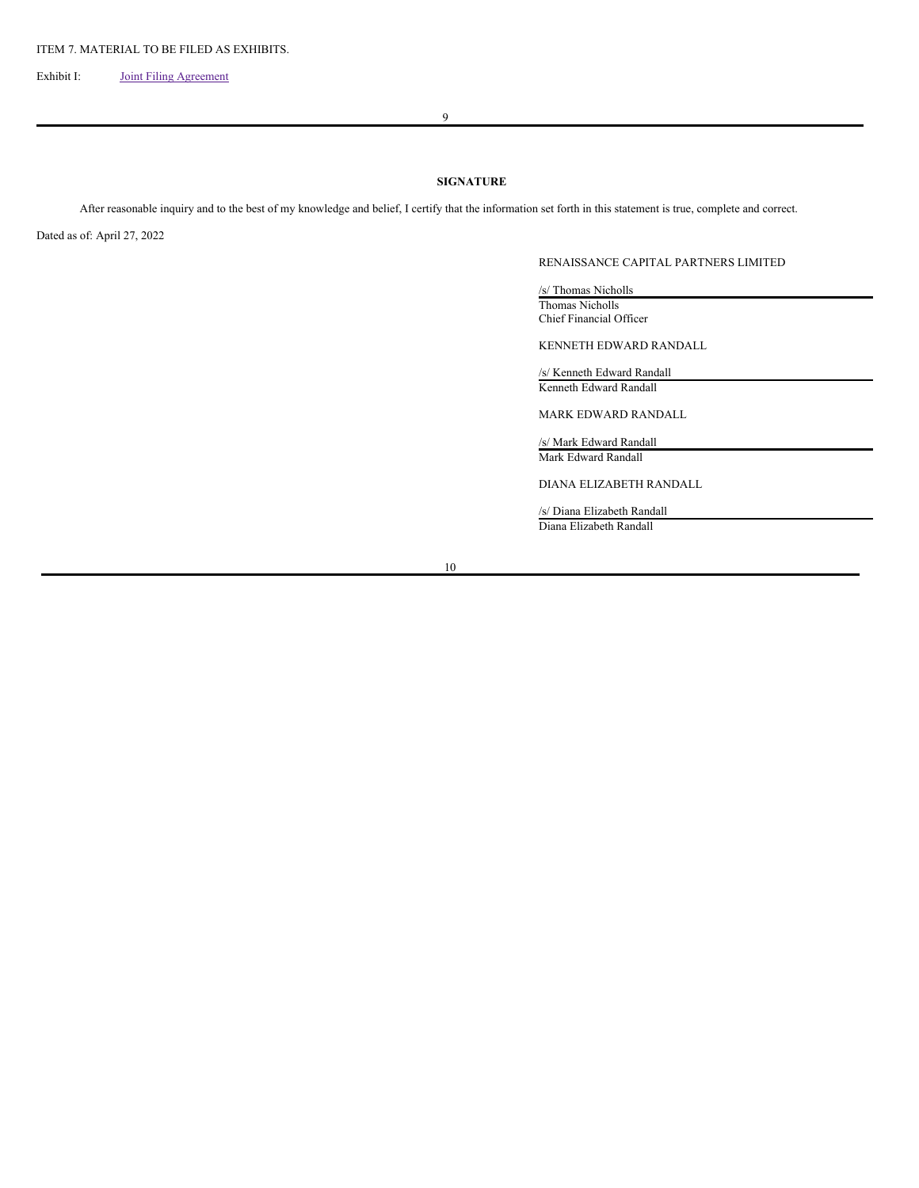ITEM 7. MATERIAL TO BE FILED AS EXHIBITS.

Exhibit I: Joint Filing Agreement

**SIGNATURE**

After reasonable inquiry and to the best of my knowledge and belief, I certify that the information set forth in this statement is true, complete and correct.

Dated as of: April 27, 2022

RENAISSANCE CAPITAL PARTNERS LIMITED

/s/ Thomas Nicholls
Thomas Nicholls
Chief Financial Officer

KENNETH EDWARD RANDALL

/s/ Kenneth Edward Randall
Kenneth Edward Randall

MARK EDWARD RANDALL

/s/ Mark Edward Randall
Mark Edward Randall

DIANA ELIZABETH RANDALL

/s/ Diana Elizabeth Randall
Diana Elizabeth Randall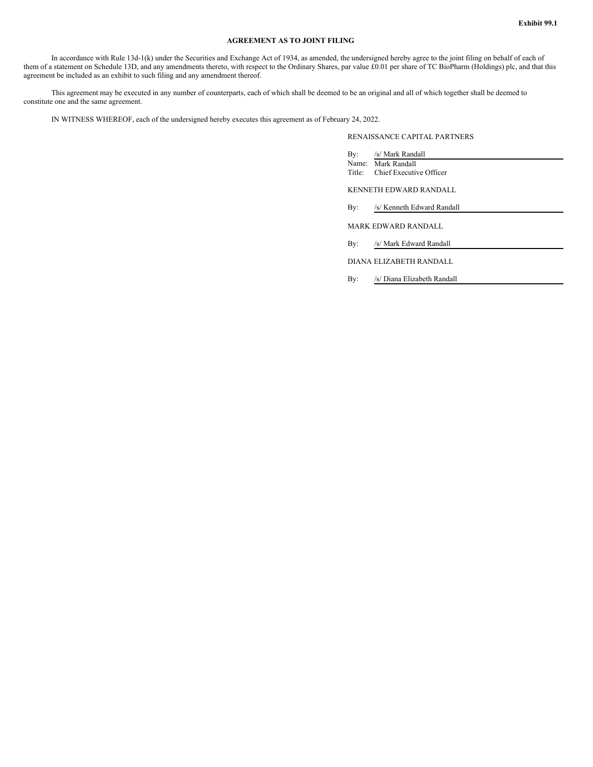**Exhibit 99.1**

**AGREEMENT AS TO JOINT FILING**

In accordance with Rule 13d-1(k) under the Securities and Exchange Act of 1934, as amended, the undersigned hereby agree to the joint filing on behalf of each of them of a statement on Schedule 13D, and any amendments thereto, with respect to the Ordinary Shares, par value £0.01 per share of TC BioPharm (Holdings) plc, and that this agreement be included as an exhibit to such filing and any amendment thereof.

This agreement may be executed in any number of counterparts, each of which shall be deemed to be an original and all of which together shall be deemed to constitute one and the same agreement.

IN WITNESS WHEREOF, each of the undersigned hereby executes this agreement as of February 24, 2022.

RENAISSANCE CAPITAL PARTNERS

By: /s/ Mark Randall
Name: Mark Randall
Title: Chief Executive Officer

KENNETH EDWARD RANDALL

By: /s/ Kenneth Edward Randall

MARK EDWARD RANDALL

By: /s/ Mark Edward Randall

DIANA ELIZABETH RANDALL

By: /s/ Diana Elizabeth Randall